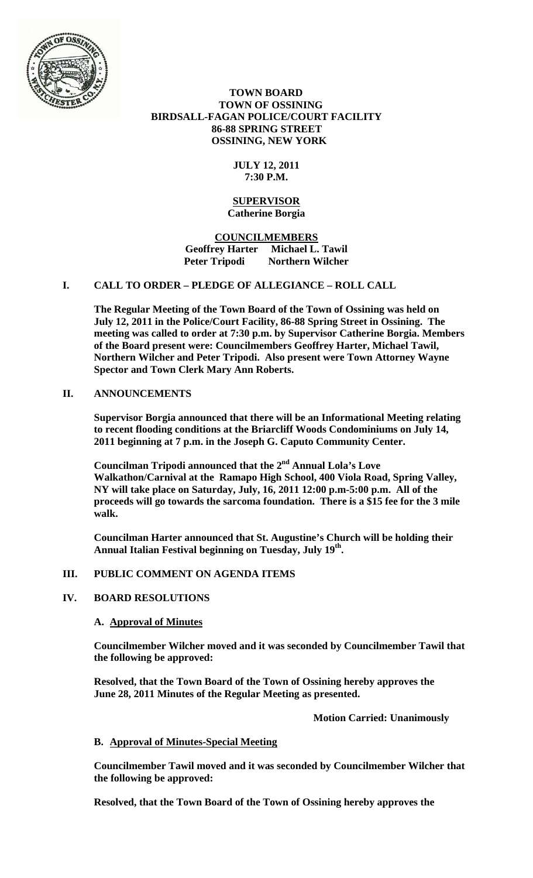**TOWN BOARD**
**TOWN OF OSSINING**
**BIRDSALL-FAGAN POLICE/COURT FACILITY**
**86-88 SPRING STREET**
**OSSINING, NEW YORK**

**JULY 12, 2011**
**7:30 P.M.**

**SUPERVISOR**
**Catherine Borgia**

**COUNCILMEMBERS**
**Geoffrey Harter Michael L. Tawil**
**Peter Tripodi Northern Wilcher**

## I. CALL TO ORDER – PLEDGE OF ALLEGIANCE – ROLL CALL

**The Regular Meeting of the Town Board of the Town of Ossining was held on July 12, 2011 in the Police/Court Facility, 86-88 Spring Street in Ossining. The meeting was called to order at 7:30 p.m. by Supervisor Catherine Borgia. Members of the Board present were: Councilmembers Geoffrey Harter, Michael Tawil, Northern Wilcher and Peter Tripodi. Also present were Town Attorney Wayne Spector and Town Clerk Mary Ann Roberts.**

## II. ANNOUNCEMENTS

**Supervisor Borgia announced that there will be an Informational Meeting relating to recent flooding conditions at the Briarcliff Woods Condominiums on July 14, 2011 beginning at 7 p.m. in the Joseph G. Caputo Community Center.**

**Councilman Tripodi announced that the 2nd Annual Lola's Love Walkathon/Carnival at the Ramapo High School, 400 Viola Road, Spring Valley, NY will take place on Saturday, July, 16, 2011 12:00 p.m-5:00 p.m. All of the proceeds will go towards the sarcoma foundation. There is a $15 fee for the 3 mile walk.**

**Councilman Harter announced that St. Augustine's Church will be holding their Annual Italian Festival beginning on Tuesday, July 19th.**

## III. PUBLIC COMMENT ON AGENDA ITEMS

## IV. BOARD RESOLUTIONS

**A. Approval of Minutes**

**Councilmember Wilcher moved and it was seconded by Councilmember Tawil that the following be approved:**

**Resolved, that the Town Board of the Town of Ossining hereby approves the June 28, 2011 Minutes of the Regular Meeting as presented.**

**Motion Carried: Unanimously**

**B. Approval of Minutes-Special Meeting**

**Councilmember Tawil moved and it was seconded by Councilmember Wilcher that the following be approved:**

**Resolved, that the Town Board of the Town of Ossining hereby approves the**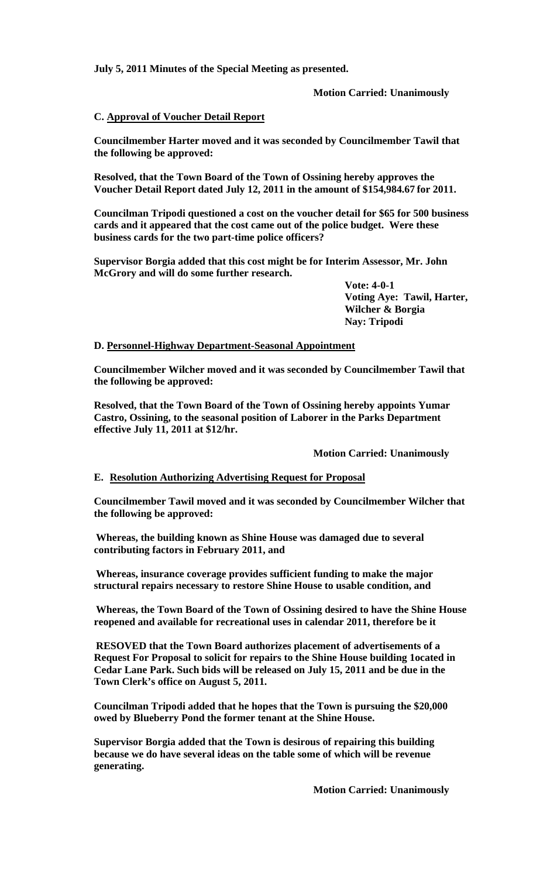**July 5, 2011 Minutes of the Special Meeting as presented.**

**Motion Carried: Unanimously**

**C. <u>Approval of Voucher Detail Report</u>**

**Councilmember Harter moved and it was seconded by Councilmember Tawil that the following be approved:**

**Resolved, that the Town Board of the Town of Ossining hereby approves the Voucher Detail Report dated July 12, 2011 in the amount of $154,984.67 for 2011.**

**Councilman Tripodi questioned a cost on the voucher detail for $65 for 500 business cards and it appeared that the cost came out of the police budget. Were these business cards for the two part-time police officers?**

**Supervisor Borgia added that this cost might be for Interim Assessor, Mr. John McGrory and will do some further research.**

**Vote: 4-0-1**
**Voting Aye: Tawil, Harter, Wilcher & Borgia**
**Nay: Tripodi**

**D. <u>Personnel-Highway Department-Seasonal Appointment</u>**

**Councilmember Wilcher moved and it was seconded by Councilmember Tawil that the following be approved:**

**Resolved, that the Town Board of the Town of Ossining hereby appoints Yumar Castro, Ossining, to the seasonal position of Laborer in the Parks Department effective July 11, 2011 at $12/hr.**

**Motion Carried: Unanimously**

**E. <u>Resolution Authorizing Advertising Request for Proposal</u>**

**Councilmember Tawil moved and it was seconded by Councilmember Wilcher that the following be approved:**

**Whereas, the building known as Shine House was damaged due to several contributing factors in February 2011, and**

**Whereas, insurance coverage provides sufficient funding to make the major structural repairs necessary to restore Shine House to usable condition, and**

**Whereas, the Town Board of the Town of Ossining desired to have the Shine House reopened and available for recreational uses in calendar 2011, therefore be it**

**RESOVED that the Town Board authorizes placement of advertisements of a Request For Proposal to solicit for repairs to the Shine House building 1ocated in Cedar Lane Park. Such bids will be released on July 15, 2011 and be due in the Town Clerk's office on August 5, 2011.**

**Councilman Tripodi added that he hopes that the Town is pursuing the $20,000 owed by Blueberry Pond the former tenant at the Shine House.**

**Supervisor Borgia added that the Town is desirous of repairing this building because we do have several ideas on the table some of which will be revenue generating.**

**Motion Carried: Unanimously**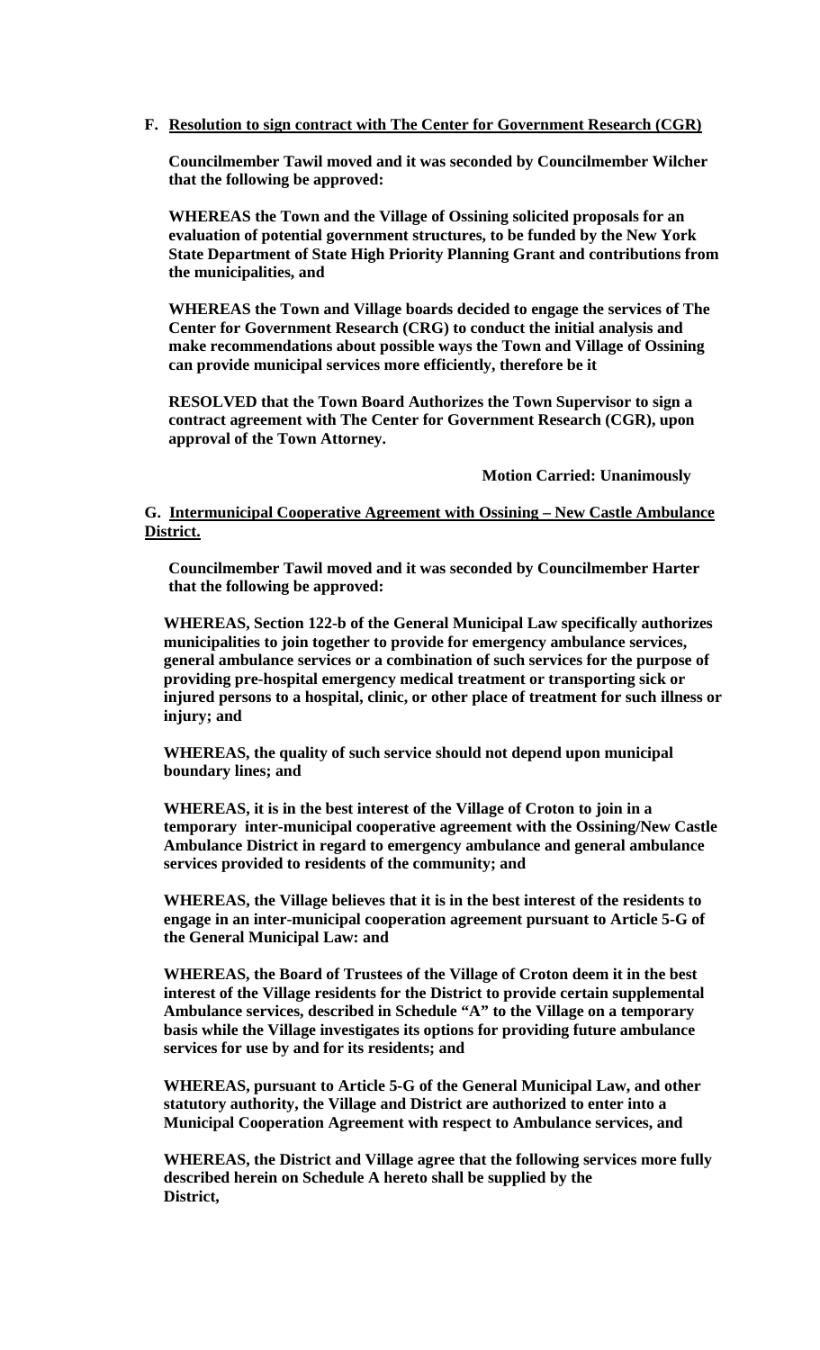**F. <u>Resolution to sign contract with The Center for Government Research (CGR)</u>**

**Councilmember Tawil moved and it was seconded by Councilmember Wilcher that the following be approved:**

**WHEREAS the Town and the Village of Ossining solicited proposals for an evaluation of potential government structures, to be funded by the New York State Department of State High Priority Planning Grant and contributions from the municipalities, and**

**WHEREAS the Town and Village boards decided to engage the services of The Center for Government Research (CRG) to conduct the initial analysis and make recommendations about possible ways the Town and Village of Ossining can provide municipal services more efficiently, therefore be it**

**RESOLVED that the Town Board Authorizes the Town Supervisor to sign a contract agreement with The Center for Government Research (CGR), upon approval of the Town Attorney.**

**Motion Carried: Unanimously**

**G. <u>Intermunicipal Cooperative Agreement with Ossining – New Castle Ambulance District.</u>**

**Councilmember Tawil moved and it was seconded by Councilmember Harter that the following be approved:**

**WHEREAS, Section 122-b of the General Municipal Law specifically authorizes municipalities to join together to provide for emergency ambulance services, general ambulance services or a combination of such services for the purpose of providing pre-hospital emergency medical treatment or transporting sick or injured persons to a hospital, clinic, or other place of treatment for such illness or injury; and**

**WHEREAS, the quality of such service should not depend upon municipal boundary lines; and**

**WHEREAS, it is in the best interest of the Village of Croton to join in a temporary inter-municipal cooperative agreement with the Ossining/New Castle Ambulance District in regard to emergency ambulance and general ambulance services provided to residents of the community; and**

**WHEREAS, the Village believes that it is in the best interest of the residents to engage in an inter-municipal cooperation agreement pursuant to Article 5-G of the General Municipal Law: and**

**WHEREAS, the Board of Trustees of the Village of Croton deem it in the best interest of the Village residents for the District to provide certain supplemental Ambulance services, described in Schedule "A" to the Village on a temporary basis while the Village investigates its options for providing future ambulance services for use by and for its residents; and**

**WHEREAS, pursuant to Article 5-G of the General Municipal Law, and other statutory authority, the Village and District are authorized to enter into a Municipal Cooperation Agreement with respect to Ambulance services, and**

**WHEREAS, the District and Village agree that the following services more fully described herein on Schedule A hereto shall be supplied by the District,**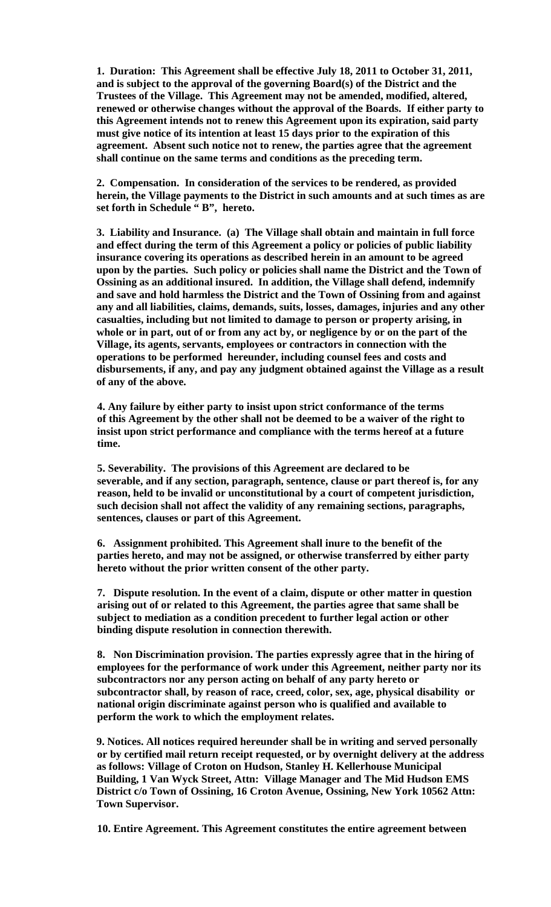**1. Duration: This Agreement shall be effective July 18, 2011 to October 31, 2011, and is subject to the approval of the governing Board(s) of the District and the Trustees of the Village. This Agreement may not be amended, modified, altered, renewed or otherwise changes without the approval of the Boards. If either party to this Agreement intends not to renew this Agreement upon its expiration, said party must give notice of its intention at least 15 days prior to the expiration of this agreement. Absent such notice not to renew, the parties agree that the agreement shall continue on the same terms and conditions as the preceding term.**

**2. Compensation. In consideration of the services to be rendered, as provided herein, the Village payments to the District in such amounts and at such times as are set forth in Schedule " B", hereto.**

**3. Liability and Insurance. (a) The Village shall obtain and maintain in full force and effect during the term of this Agreement a policy or policies of public liability insurance covering its operations as described herein in an amount to be agreed upon by the parties. Such policy or policies shall name the District and the Town of Ossining as an additional insured. In addition, the Village shall defend, indemnify and save and hold harmless the District and the Town of Ossining from and against any and all liabilities, claims, demands, suits, losses, damages, injuries and any other casualties, including but not limited to damage to person or property arising, in whole or in part, out of or from any act by, or negligence by or on the part of the Village, its agents, servants, employees or contractors in connection with the operations to be performed hereunder, including counsel fees and costs and disbursements, if any, and pay any judgment obtained against the Village as a result of any of the above.**

**4. Any failure by either party to insist upon strict conformance of the terms of this Agreement by the other shall not be deemed to be a waiver of the right to insist upon strict performance and compliance with the terms hereof at a future time.**

**5. Severability. The provisions of this Agreement are declared to be severable, and if any section, paragraph, sentence, clause or part thereof is, for any reason, held to be invalid or unconstitutional by a court of competent jurisdiction, such decision shall not affect the validity of any remaining sections, paragraphs, sentences, clauses or part of this Agreement.**

**6. Assignment prohibited. This Agreement shall inure to the benefit of the parties hereto, and may not be assigned, or otherwise transferred by either party hereto without the prior written consent of the other party.**

**7. Dispute resolution. In the event of a claim, dispute or other matter in question arising out of or related to this Agreement, the parties agree that same shall be subject to mediation as a condition precedent to further legal action or other binding dispute resolution in connection therewith.**

**8. Non Discrimination provision. The parties expressly agree that in the hiring of employees for the performance of work under this Agreement, neither party nor its subcontractors nor any person acting on behalf of any party hereto or subcontractor shall, by reason of race, creed, color, sex, age, physical disability or national origin discriminate against person who is qualified and available to perform the work to which the employment relates.**

**9. Notices. All notices required hereunder shall be in writing and served personally or by certified mail return receipt requested, or by overnight delivery at the address as follows: Village of Croton on Hudson, Stanley H. Kellerhouse Municipal Building, 1 Van Wyck Street, Attn: Village Manager and The Mid Hudson EMS District c/o Town of Ossining, 16 Croton Avenue, Ossining, New York 10562 Attn: Town Supervisor.**

**10. Entire Agreement. This Agreement constitutes the entire agreement between**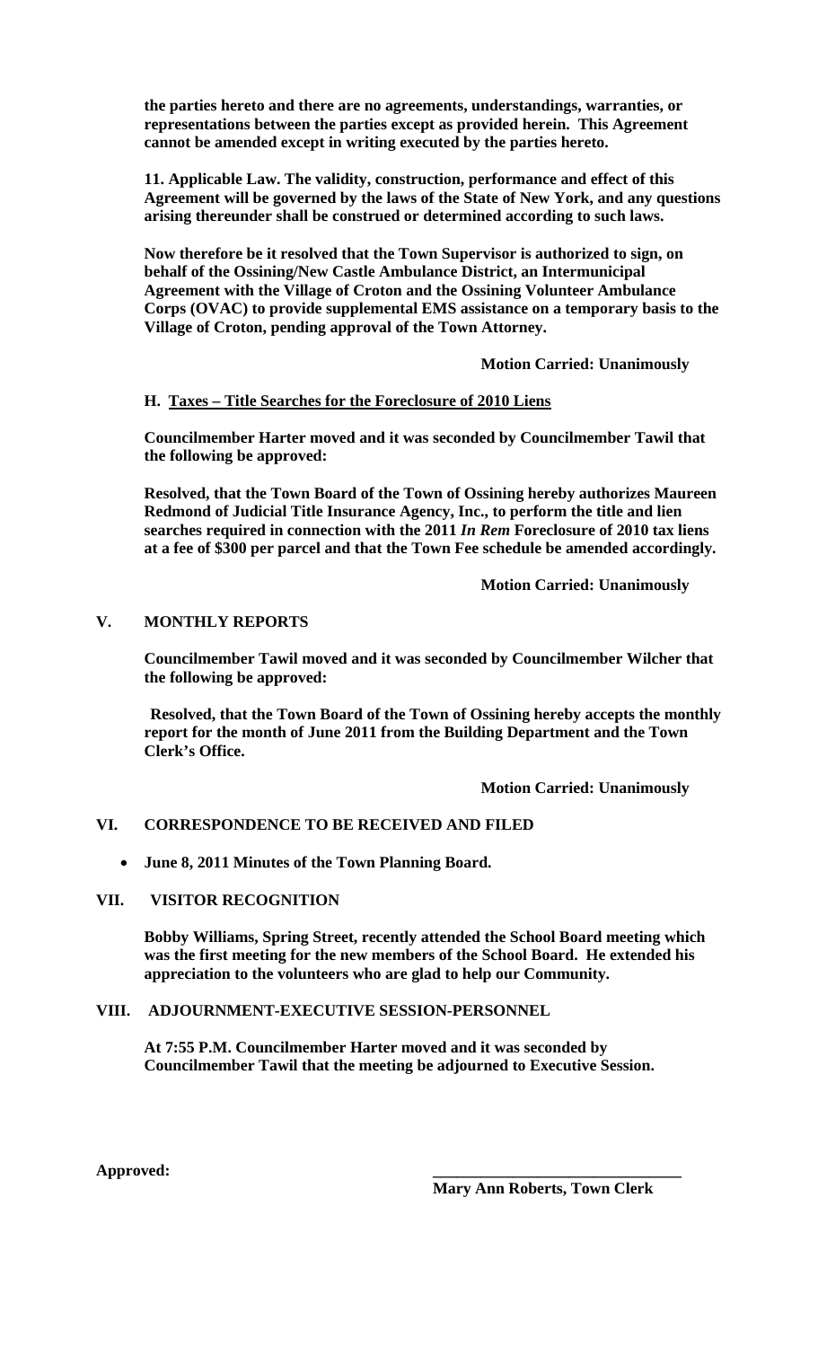**the parties hereto and there are no agreements, understandings, warranties, or representations between the parties except as provided herein. This Agreement cannot be amended except in writing executed by the parties hereto.**

**11. Applicable Law. The validity, construction, performance and effect of this Agreement will be governed by the laws of the State of New York, and any questions arising thereunder shall be construed or determined according to such laws.**

**Now therefore be it resolved that the Town Supervisor is authorized to sign, on behalf of the Ossining/New Castle Ambulance District, an Intermunicipal Agreement with the Village of Croton and the Ossining Volunteer Ambulance Corps (OVAC) to provide supplemental EMS assistance on a temporary basis to the Village of Croton, pending approval of the Town Attorney.**

**Motion Carried: Unanimously**

**H. Taxes – Title Searches for the Foreclosure of 2010 Liens**

**Councilmember Harter moved and it was seconded by Councilmember Tawil that the following be approved:**

**Resolved, that the Town Board of the Town of Ossining hereby authorizes Maureen Redmond of Judicial Title Insurance Agency, Inc., to perform the title and lien searches required in connection with the 2011 *In Rem* Foreclosure of 2010 tax liens at a fee of $300 per parcel and that the Town Fee schedule be amended accordingly.**

**Motion Carried: Unanimously**

## V. MONTHLY REPORTS

**Councilmember Tawil moved and it was seconded by Councilmember Wilcher that the following be approved:**

**Resolved, that the Town Board of the Town of Ossining hereby accepts the monthly report for the month of June 2011 from the Building Department and the Town Clerk's Office.**

**Motion Carried: Unanimously**

## VI. CORRESPONDENCE TO BE RECEIVED AND FILED

- **June 8, 2011 Minutes of the Town Planning Board.**

## VII. VISITOR RECOGNITION

**Bobby Williams, Spring Street, recently attended the School Board meeting which was the first meeting for the new members of the School Board. He extended his appreciation to the volunteers who are glad to help our Community.**

## VIII. ADJOURNMENT-EXECUTIVE SESSION-PERSONNEL

**At 7:55 P.M. Councilmember Harter moved and it was seconded by Councilmember Tawil that the meeting be adjourned to Executive Session.**

**Approved:** ______________________________

**Mary Ann Roberts, Town Clerk**